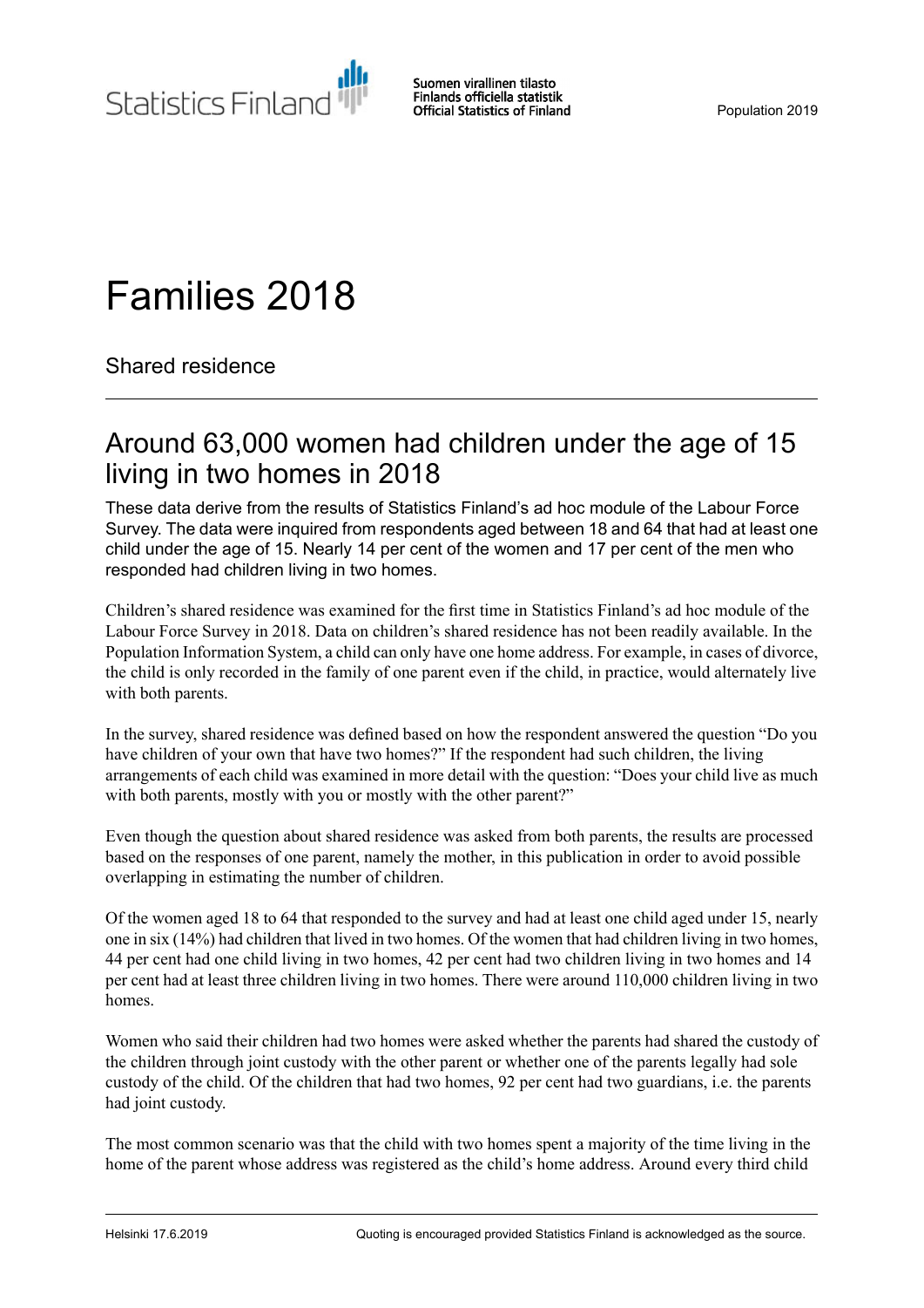# Families 2018

## Shared residence

## Around 63,000 women had children under the age of 15 living in two homes in 2018

These data derive from the results of Statistics Finland's ad hoc module of the Labour Force Survey. The data were inquired from respondents aged between 18 and 64 that had at least one child under the age of 15. Nearly 14 per cent of the women and 17 per cent of the men who responded had children living in two homes.

Children's shared residence was examined for the first time in Statistics Finland's ad hoc module of the Labour Force Survey in 2018. Data on children's shared residence has not been readily available. In the Population Information System, a child can only have one home address. For example, in cases of divorce, the child is only recorded in the family of one parent even if the child, in practice, would alternately live with both parents.

In the survey, shared residence was defined based on how the respondent answered the question "Do you have children of your own that have two homes?" If the respondent had such children, the living arrangements of each child was examined in more detail with the question: "Does your child live as much with both parents, mostly with you or mostly with the other parent?"

Even though the question about shared residence was asked from both parents, the results are processed based on the responses of one parent, namely the mother, in this publication in order to avoid possible overlapping in estimating the number of children.

Of the women aged 18 to 64 that responded to the survey and had at least one child aged under 15, nearly one in six (14%) had children that lived in two homes. Of the women that had children living in two homes, 44 per cent had one child living in two homes, 42 per cent had two children living in two homes and 14 per cent had at least three children living in two homes. There were around 110,000 children living in two homes.

Women who said their children had two homes were asked whether the parents had shared the custody of the children through joint custody with the other parent or whether one of the parents legally had sole custody of the child. Of the children that had two homes, 92 per cent had two guardians, i.e. the parents had joint custody.

The most common scenario was that the child with two homes spent a majority of the time living in the home of the parent whose address was registered as the child's home address. Around every third child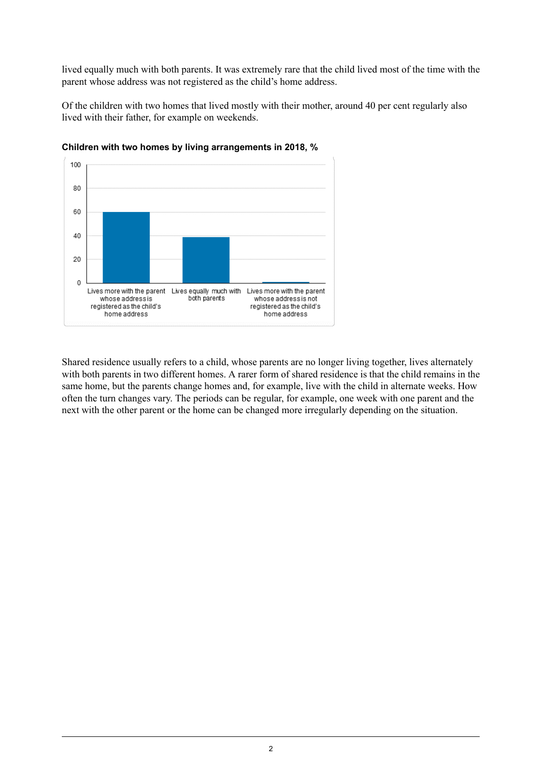lived equally much with both parents. It was extremely rare that the child lived most of the time with the parent whose address was not registered as the child's home address.

Of the children with two homes that lived mostly with their mother, around 40 per cent regularly also lived with their father, for example on weekends.

**Children with two homes by living arrangements in 2018, %**

100
80
60
40
20
0

Lives more with the parent whose address is registered as the child's home address
Lives equally much with both parents
Lives more with the parent whose address is not registered as the child's home address

Shared residence usually refers to a child, whose parents are no longer living together, lives alternately with both parents in two different homes. A rarer form of shared residence is that the child remains in the same home, but the parents change homes and, for example, live with the child in alternate weeks. How often the turn changes vary. The periods can be regular, for example, one week with one parent and the next with the other parent or the home can be changed more irregularly depending on the situation.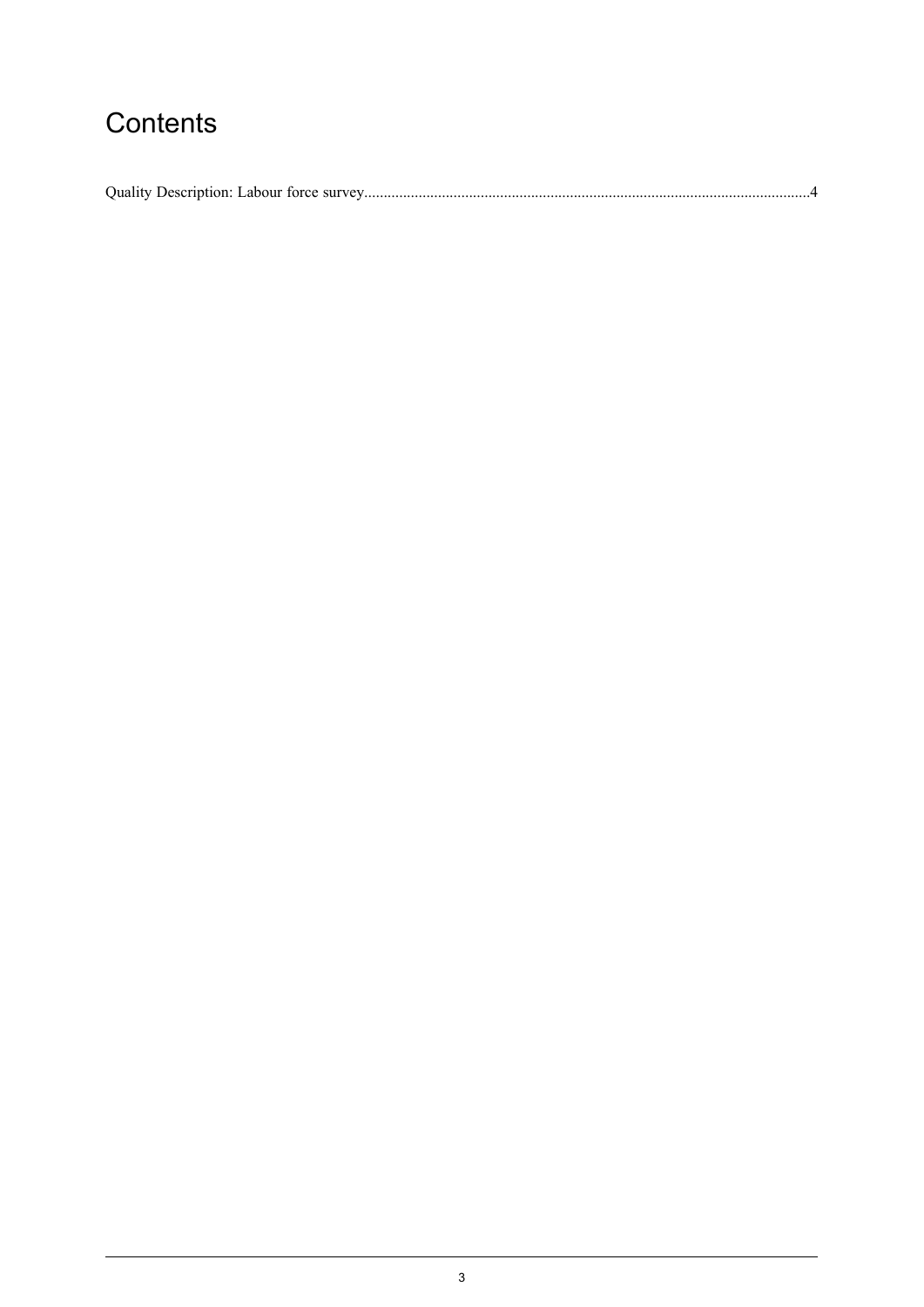# Contents

Quality Description: Labour force survey....................................................................................................................4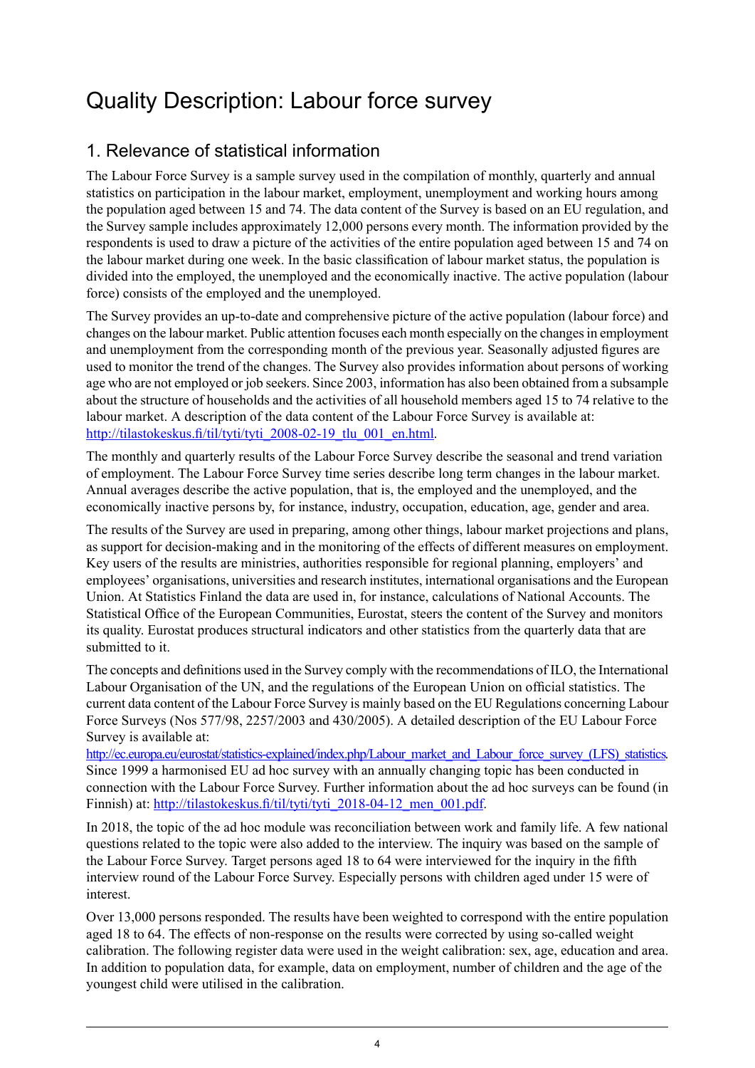# Quality Description: Labour force survey

## 1. Relevance of statistical information

The Labour Force Survey is a sample survey used in the compilation of monthly, quarterly and annual statistics on participation in the labour market, employment, unemployment and working hours among the population aged between 15 and 74. The data content of the Survey is based on an EU regulation, and the Survey sample includes approximately 12,000 persons every month. The information provided by the respondents is used to draw a picture of the activities of the entire population aged between 15 and 74 on the labour market during one week. In the basic classification of labour market status, the population is divided into the employed, the unemployed and the economically inactive. The active population (labour force) consists of the employed and the unemployed.

The Survey provides an up-to-date and comprehensive picture of the active population (labour force) and changes on the labour market. Public attention focuses each month especially on the changes in employment and unemployment from the corresponding month of the previous year. Seasonally adjusted figures are used to monitor the trend of the changes. The Survey also provides information about persons of working age who are not employed or job seekers. Since 2003, information has also been obtained from a subsample about the structure of households and the activities of all household members aged 15 to 74 relative to the labour market. A description of the data content of the Labour Force Survey is available at: http://tilastokeskus.fi/til/tyti/tyti_2008-02-19_tlu_001_en.html.

The monthly and quarterly results of the Labour Force Survey describe the seasonal and trend variation of employment. The Labour Force Survey time series describe long term changes in the labour market. Annual averages describe the active population, that is, the employed and the unemployed, and the economically inactive persons by, for instance, industry, occupation, education, age, gender and area.

The results of the Survey are used in preparing, among other things, labour market projections and plans, as support for decision-making and in the monitoring of the effects of different measures on employment. Key users of the results are ministries, authorities responsible for regional planning, employers' and employees' organisations, universities and research institutes, international organisations and the European Union. At Statistics Finland the data are used in, for instance, calculations of National Accounts. The Statistical Office of the European Communities, Eurostat, steers the content of the Survey and monitors its quality. Eurostat produces structural indicators and other statistics from the quarterly data that are submitted to it.

The concepts and definitions used in the Survey comply with the recommendations of ILO, the International Labour Organisation of the UN, and the regulations of the European Union on official statistics. The current data content of the Labour Force Survey is mainly based on the EU Regulations concerning Labour Force Surveys (Nos 577/98, 2257/2003 and 430/2005). A detailed description of the EU Labour Force Survey is available at: http://ec.europa.eu/eurostat/statistics-explained/index.php/Labour_market_and_Labour_force_survey_(LFS)_statistics. Since 1999 a harmonised EU ad hoc survey with an annually changing topic has been conducted in connection with the Labour Force Survey. Further information about the ad hoc surveys can be found (in Finnish) at: http://tilastokeskus.fi/til/tyti/tyti_2018-04-12_men_001.pdf.

In 2018, the topic of the ad hoc module was reconciliation between work and family life. A few national questions related to the topic were also added to the interview. The inquiry was based on the sample of the Labour Force Survey. Target persons aged 18 to 64 were interviewed for the inquiry in the fifth interview round of the Labour Force Survey. Especially persons with children aged under 15 were of interest.

Over 13,000 persons responded. The results have been weighted to correspond with the entire population aged 18 to 64. The effects of non-response on the results were corrected by using so-called weight calibration. The following register data were used in the weight calibration: sex, age, education and area. In addition to population data, for example, data on employment, number of children and the age of the youngest child were utilised in the calibration.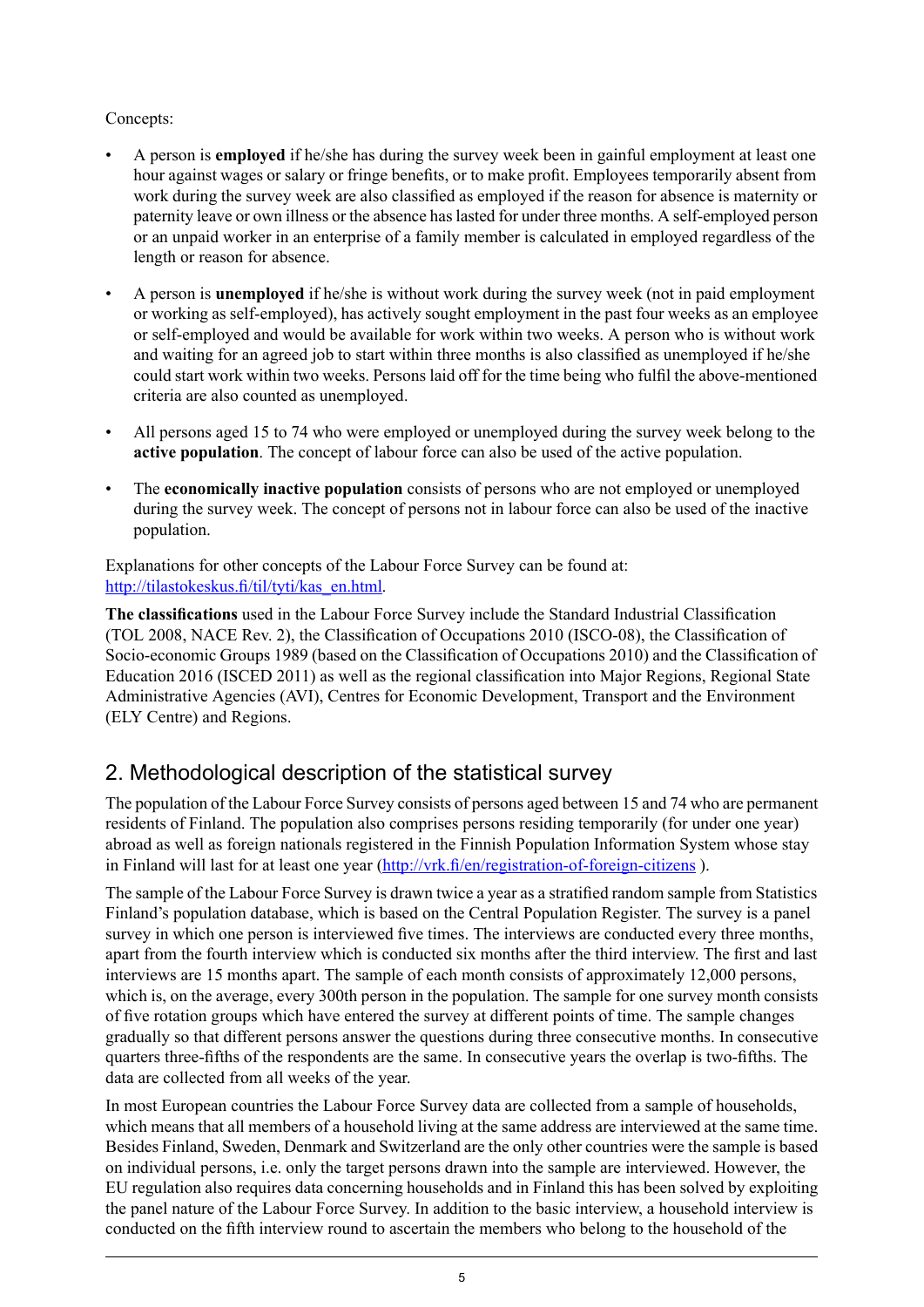Concepts:

- A person is **employed** if he/she has during the survey week been in gainful employment at least one hour against wages or salary or fringe benefits, or to make profit. Employees temporarily absent from work during the survey week are also classified as employed if the reason for absence is maternity or paternity leave or own illness or the absence has lasted for under three months. A self-employed person or an unpaid worker in an enterprise of a family member is calculated in employed regardless of the length or reason for absence.
- A person is **unemployed** if he/she is without work during the survey week (not in paid employment or working as self-employed), has actively sought employment in the past four weeks as an employee or self-employed and would be available for work within two weeks. A person who is without work and waiting for an agreed job to start within three months is also classified as unemployed if he/she could start work within two weeks. Persons laid off for the time being who fulfil the above-mentioned criteria are also counted as unemployed.
- All persons aged 15 to 74 who were employed or unemployed during the survey week belong to the **active population**. The concept of labour force can also be used of the active population.
- The **economically inactive population** consists of persons who are not employed or unemployed during the survey week. The concept of persons not in labour force can also be used of the inactive population.

Explanations for other concepts of the Labour Force Survey can be found at: http://tilastokeskus.fi/til/tyti/kas_en.html.

**The classifications** used in the Labour Force Survey include the Standard Industrial Classification (TOL 2008, NACE Rev. 2), the Classification of Occupations 2010 (ISCO-08), the Classification of Socio-economic Groups 1989 (based on the Classification of Occupations 2010) and the Classification of Education 2016 (ISCED 2011) as well as the regional classification into Major Regions, Regional State Administrative Agencies (AVI), Centres for Economic Development, Transport and the Environment (ELY Centre) and Regions.

## 2. Methodological description of the statistical survey

The population of the Labour Force Survey consists of persons aged between 15 and 74 who are permanent residents of Finland. The population also comprises persons residing temporarily (for under one year) abroad as well as foreign nationals registered in the Finnish Population Information System whose stay in Finland will last for at least one year (http://vrk.fi/en/registration-of-foreign-citizens ).

The sample of the Labour Force Survey is drawn twice a year as a stratified random sample from Statistics Finland's population database, which is based on the Central Population Register. The survey is a panel survey in which one person is interviewed five times. The interviews are conducted every three months, apart from the fourth interview which is conducted six months after the third interview. The first and last interviews are 15 months apart. The sample of each month consists of approximately 12,000 persons, which is, on the average, every 300th person in the population. The sample for one survey month consists of five rotation groups which have entered the survey at different points of time. The sample changes gradually so that different persons answer the questions during three consecutive months. In consecutive quarters three-fifths of the respondents are the same. In consecutive years the overlap is two-fifths. The data are collected from all weeks of the year.

In most European countries the Labour Force Survey data are collected from a sample of households, which means that all members of a household living at the same address are interviewed at the same time. Besides Finland, Sweden, Denmark and Switzerland are the only other countries were the sample is based on individual persons, i.e. only the target persons drawn into the sample are interviewed. However, the EU regulation also requires data concerning households and in Finland this has been solved by exploiting the panel nature of the Labour Force Survey. In addition to the basic interview, a household interview is conducted on the fifth interview round to ascertain the members who belong to the household of the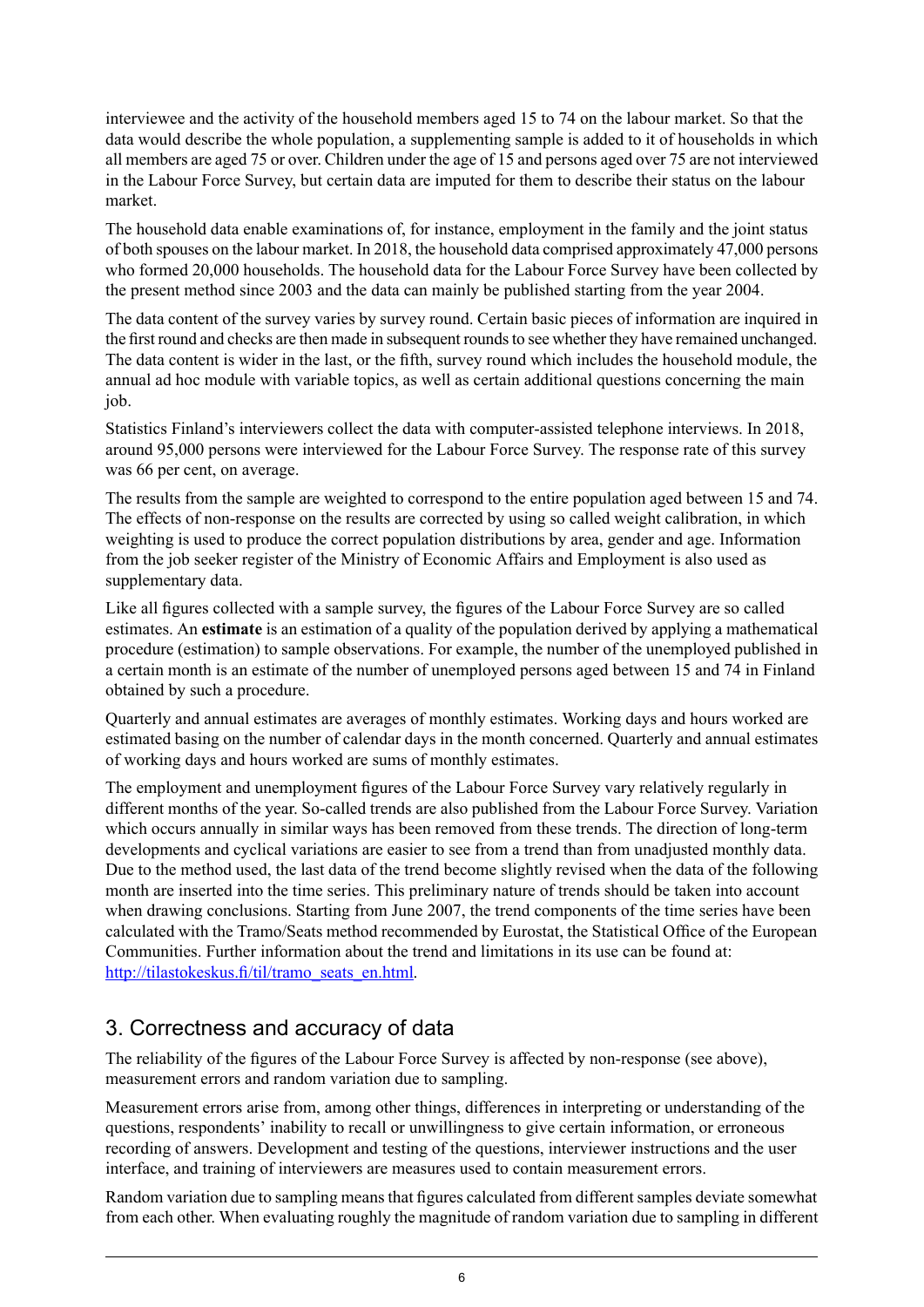interviewee and the activity of the household members aged 15 to 74 on the labour market. So that the data would describe the whole population, a supplementing sample is added to it of households in which all members are aged 75 or over. Children under the age of 15 and persons aged over 75 are not interviewed in the Labour Force Survey, but certain data are imputed for them to describe their status on the labour market.

The household data enable examinations of, for instance, employment in the family and the joint status of both spouses on the labour market. In 2018, the household data comprised approximately 47,000 persons who formed 20,000 households. The household data for the Labour Force Survey have been collected by the present method since 2003 and the data can mainly be published starting from the year 2004.

The data content of the survey varies by survey round. Certain basic pieces of information are inquired in the first round and checks are then made in subsequent rounds to see whether they have remained unchanged. The data content is wider in the last, or the fifth, survey round which includes the household module, the annual ad hoc module with variable topics, as well as certain additional questions concerning the main job.

Statistics Finland's interviewers collect the data with computer-assisted telephone interviews. In 2018, around 95,000 persons were interviewed for the Labour Force Survey. The response rate of this survey was 66 per cent, on average.

The results from the sample are weighted to correspond to the entire population aged between 15 and 74. The effects of non-response on the results are corrected by using so called weight calibration, in which weighting is used to produce the correct population distributions by area, gender and age. Information from the job seeker register of the Ministry of Economic Affairs and Employment is also used as supplementary data.

Like all figures collected with a sample survey, the figures of the Labour Force Survey are so called estimates. An **estimate** is an estimation of a quality of the population derived by applying a mathematical procedure (estimation) to sample observations. For example, the number of the unemployed published in a certain month is an estimate of the number of unemployed persons aged between 15 and 74 in Finland obtained by such a procedure.

Quarterly and annual estimates are averages of monthly estimates. Working days and hours worked are estimated basing on the number of calendar days in the month concerned. Quarterly and annual estimates of working days and hours worked are sums of monthly estimates.

The employment and unemployment figures of the Labour Force Survey vary relatively regularly in different months of the year. So-called trends are also published from the Labour Force Survey. Variation which occurs annually in similar ways has been removed from these trends. The direction of long-term developments and cyclical variations are easier to see from a trend than from unadjusted monthly data. Due to the method used, the last data of the trend become slightly revised when the data of the following month are inserted into the time series. This preliminary nature of trends should be taken into account when drawing conclusions. Starting from June 2007, the trend components of the time series have been calculated with the Tramo/Seats method recommended by Eurostat, the Statistical Office of the European Communities. Further information about the trend and limitations in its use can be found at: [http://tilastokeskus.fi/til/tramo_seats_en.html](http://tilastokeskus.fi/til/tramo_seats_en.html).

## 3. Correctness and accuracy of data

The reliability of the figures of the Labour Force Survey is affected by non-response (see above), measurement errors and random variation due to sampling.

Measurement errors arise from, among other things, differences in interpreting or understanding of the questions, respondents' inability to recall or unwillingness to give certain information, or erroneous recording of answers. Development and testing of the questions, interviewer instructions and the user interface, and training of interviewers are measures used to contain measurement errors.

Random variation due to sampling means that figures calculated from different samples deviate somewhat from each other. When evaluating roughly the magnitude of random variation due to sampling in different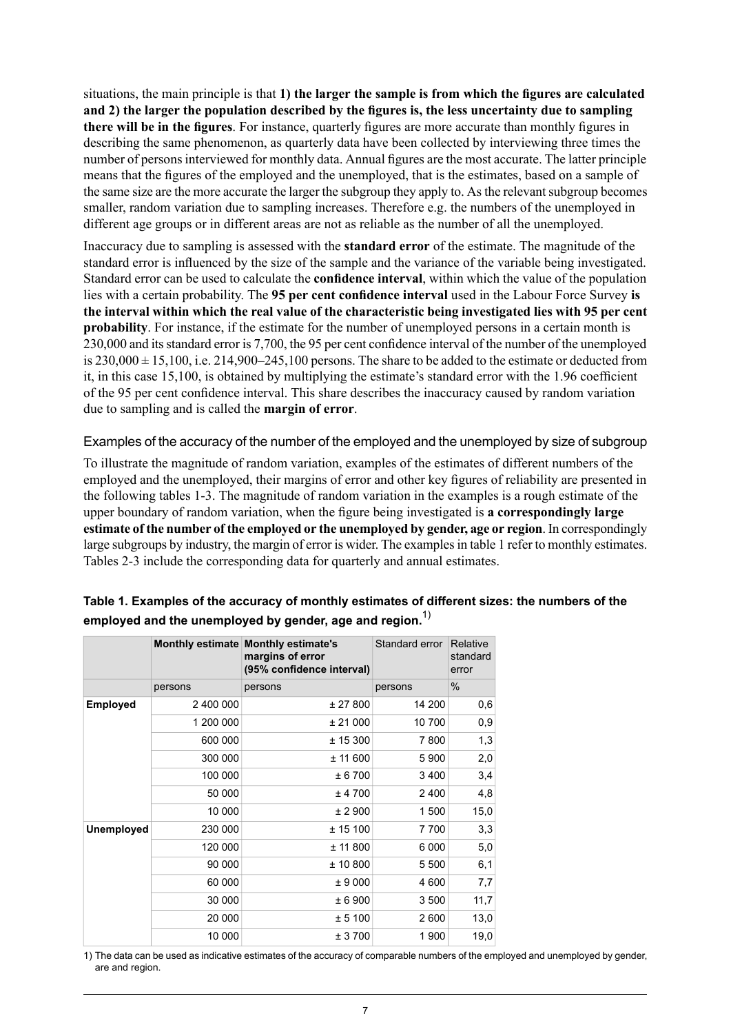situations, the main principle is that **1) the larger the sample is from which the figures are calculated and 2) the larger the population described by the figures is, the less uncertainty due to sampling there will be in the figures**. For instance, quarterly figures are more accurate than monthly figures in describing the same phenomenon, as quarterly data have been collected by interviewing three times the number of persons interviewed for monthly data. Annual figures are the most accurate. The latter principle means that the figures of the employed and the unemployed, that is the estimates, based on a sample of the same size are the more accurate the larger the subgroup they apply to. As the relevant subgroup becomes smaller, random variation due to sampling increases. Therefore e.g. the numbers of the unemployed in different age groups or in different areas are not as reliable as the number of all the unemployed.

Inaccuracy due to sampling is assessed with the **standard error** of the estimate. The magnitude of the standard error is influenced by the size of the sample and the variance of the variable being investigated. Standard error can be used to calculate the **confidence interval**, within which the value of the population lies with a certain probability. The **95 per cent confidence interval** used in the Labour Force Survey **is the interval within which the real value of the characteristic being investigated lies with 95 per cent probability**. For instance, if the estimate for the number of unemployed persons in a certain month is 230,000 and its standard error is 7,700, the 95 per cent confidence interval of the number of the unemployed is 230,000 ± 15,100, i.e. 214,900–245,100 persons. The share to be added to the estimate or deducted from it, in this case 15,100, is obtained by multiplying the estimate's standard error with the 1.96 coefficient of the 95 per cent confidence interval. This share describes the inaccuracy caused by random variation due to sampling and is called the **margin of error**.

### Examples of the accuracy of the number of the employed and the unemployed by size of subgroup

To illustrate the magnitude of random variation, examples of the estimates of different numbers of the employed and the unemployed, their margins of error and other key figures of reliability are presented in the following tables 1-3. The magnitude of random variation in the examples is a rough estimate of the upper boundary of random variation, when the figure being investigated is **a correspondingly large estimate of the number of the employed or the unemployed by gender, age or region**. In correspondingly large subgroups by industry, the margin of error is wider. The examples in table 1 refer to monthly estimates. Tables 2-3 include the corresponding data for quarterly and annual estimates.

**Table 1. Examples of the accuracy of monthly estimates of different sizes: the numbers of the employed and the unemployed by gender, age and region.**[1)]

| | **Monthly estimate** | **Monthly estimate's margins of error (95% confidence interval)** | Standard error | Relative standard error |
|---|---|---|---|---|
| | persons | persons | persons | % |
| **Employed** | 2 400 000 | ± 27 800 | 14 200 | 0,6 |
| | 1 200 000 | ± 21 000 | 10 700 | 0,9 |
| | 600 000 | ± 15 300 | 7 800 | 1,3 |
| | 300 000 | ± 11 600 | 5 900 | 2,0 |
| | 100 000 | ± 6 700 | 3 400 | 3,4 |
| | 50 000 | ± 4 700 | 2 400 | 4,8 |
| | 10 000 | ± 2 900 | 1 500 | 15,0 |
| **Unemployed** | 230 000 | ± 15 100 | 7 700 | 3,3 |
| | 120 000 | ± 11 800 | 6 000 | 5,0 |
| | 90 000 | ± 10 800 | 5 500 | 6,1 |
| | 60 000 | ± 9 000 | 4 600 | 7,7 |
| | 30 000 | ± 6 900 | 3 500 | 11,7 |
| | 20 000 | ± 5 100 | 2 600 | 13,0 |
| | 10 000 | ± 3 700 | 1 900 | 19,0 |

1) The data can be used as indicative estimates of the accuracy of comparable numbers of the employed and unemployed by gender, are and region.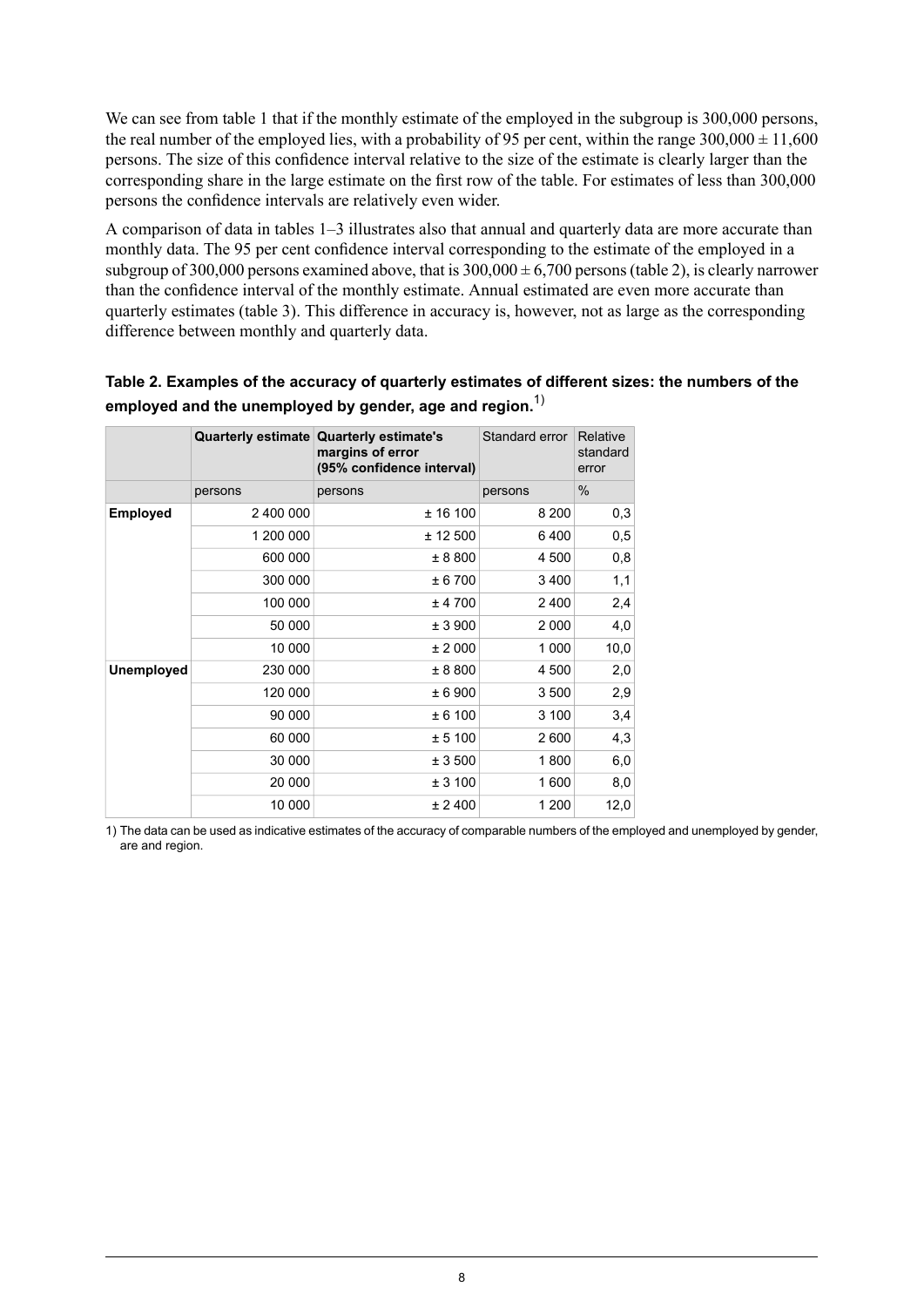We can see from table 1 that if the monthly estimate of the employed in the subgroup is 300,000 persons, the real number of the employed lies, with a probability of 95 per cent, within the range 300,000 ± 11,600 persons. The size of this confidence interval relative to the size of the estimate is clearly larger than the corresponding share in the large estimate on the first row of the table. For estimates of less than 300,000 persons the confidence intervals are relatively even wider.

A comparison of data in tables 1–3 illustrates also that annual and quarterly data are more accurate than monthly data. The 95 per cent confidence interval corresponding to the estimate of the employed in a subgroup of 300,000 persons examined above, that is 300,000 ± 6,700 persons (table 2), is clearly narrower than the confidence interval of the monthly estimate. Annual estimated are even more accurate than quarterly estimates (table 3). This difference in accuracy is, however, not as large as the corresponding difference between monthly and quarterly data.

**Table 2. Examples of the accuracy of quarterly estimates of different sizes: the numbers of the employed and the unemployed by gender, age and region.**[1)]

| | **Quarterly estimate** | **Quarterly estimate's margins of error (95% confidence interval)** | Standard error | Relative standard error |
|---|---|---|---|---|
| | persons | persons | persons | % |
| **Employed** | 2 400 000 | ± 16 100 | 8 200 | 0,3 |
| | 1 200 000 | ± 12 500 | 6 400 | 0,5 |
| | 600 000 | ± 8 800 | 4 500 | 0,8 |
| | 300 000 | ± 6 700 | 3 400 | 1,1 |
| | 100 000 | ± 4 700 | 2 400 | 2,4 |
| | 50 000 | ± 3 900 | 2 000 | 4,0 |
| | 10 000 | ± 2 000 | 1 000 | 10,0 |
| **Unemployed** | 230 000 | ± 8 800 | 4 500 | 2,0 |
| | 120 000 | ± 6 900 | 3 500 | 2,9 |
| | 90 000 | ± 6 100 | 3 100 | 3,4 |
| | 60 000 | ± 5 100 | 2 600 | 4,3 |
| | 30 000 | ± 3 500 | 1 800 | 6,0 |
| | 20 000 | ± 3 100 | 1 600 | 8,0 |
| | 10 000 | ± 2 400 | 1 200 | 12,0 |

1) The data can be used as indicative estimates of the accuracy of comparable numbers of the employed and unemployed by gender, are and region.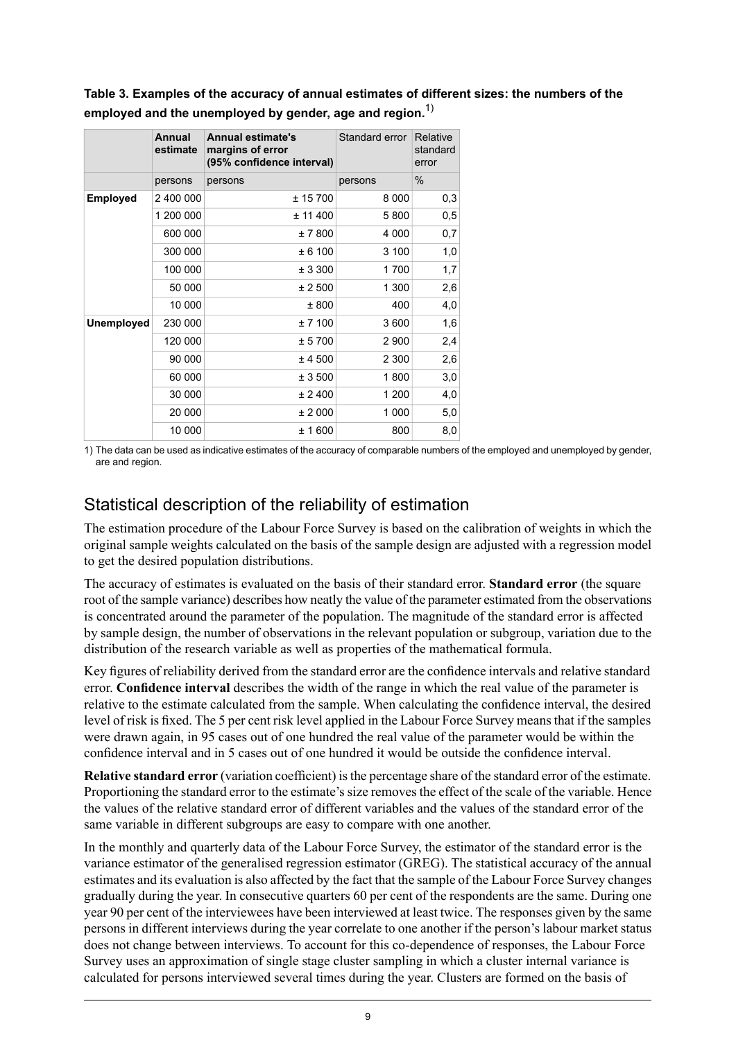**Table 3. Examples of the accuracy of annual estimates of different sizes: the numbers of the employed and the unemployed by gender, age and region.**[1)]

| | Annual estimate | Annual estimate's margins of error (95% confidence interval) | Standard error | Relative standard error |
|---|---|---|---|---|
| | persons | persons | persons | % |
| **Employed** | 2 400 000 | ± 15 700 | 8 000 | 0,3 |
| | 1 200 000 | ± 11 400 | 5 800 | 0,5 |
| | 600 000 | ± 7 800 | 4 000 | 0,7 |
| | 300 000 | ± 6 100 | 3 100 | 1,0 |
| | 100 000 | ± 3 300 | 1 700 | 1,7 |
| | 50 000 | ± 2 500 | 1 300 | 2,6 |
| | 10 000 | ± 800 | 400 | 4,0 |
| **Unemployed** | 230 000 | ± 7 100 | 3 600 | 1,6 |
| | 120 000 | ± 5 700 | 2 900 | 2,4 |
| | 90 000 | ± 4 500 | 2 300 | 2,6 |
| | 60 000 | ± 3 500 | 1 800 | 3,0 |
| | 30 000 | ± 2 400 | 1 200 | 4,0 |
| | 20 000 | ± 2 000 | 1 000 | 5,0 |
| | 10 000 | ± 1 600 | 800 | 8,0 |

1) The data can be used as indicative estimates of the accuracy of comparable numbers of the employed and unemployed by gender, are and region.

## Statistical description of the reliability of estimation

The estimation procedure of the Labour Force Survey is based on the calibration of weights in which the original sample weights calculated on the basis of the sample design are adjusted with a regression model to get the desired population distributions.

The accuracy of estimates is evaluated on the basis of their standard error. **Standard error** (the square root of the sample variance) describes how neatly the value of the parameter estimated from the observations is concentrated around the parameter of the population. The magnitude of the standard error is affected by sample design, the number of observations in the relevant population or subgroup, variation due to the distribution of the research variable as well as properties of the mathematical formula.

Key figures of reliability derived from the standard error are the confidence intervals and relative standard error. **Confidence interval** describes the width of the range in which the real value of the parameter is relative to the estimate calculated from the sample. When calculating the confidence interval, the desired level of risk is fixed. The 5 per cent risk level applied in the Labour Force Survey means that if the samples were drawn again, in 95 cases out of one hundred the real value of the parameter would be within the confidence interval and in 5 cases out of one hundred it would be outside the confidence interval.

**Relative standard error** (variation coefficient) is the percentage share of the standard error of the estimate. Proportioning the standard error to the estimate's size removes the effect of the scale of the variable. Hence the values of the relative standard error of different variables and the values of the standard error of the same variable in different subgroups are easy to compare with one another.

In the monthly and quarterly data of the Labour Force Survey, the estimator of the standard error is the variance estimator of the generalised regression estimator (GREG). The statistical accuracy of the annual estimates and its evaluation is also affected by the fact that the sample of the Labour Force Survey changes gradually during the year. In consecutive quarters 60 per cent of the respondents are the same. During one year 90 per cent of the interviewees have been interviewed at least twice. The responses given by the same persons in different interviews during the year correlate to one another if the person's labour market status does not change between interviews. To account for this co-dependence of responses, the Labour Force Survey uses an approximation of single stage cluster sampling in which a cluster internal variance is calculated for persons interviewed several times during the year. Clusters are formed on the basis of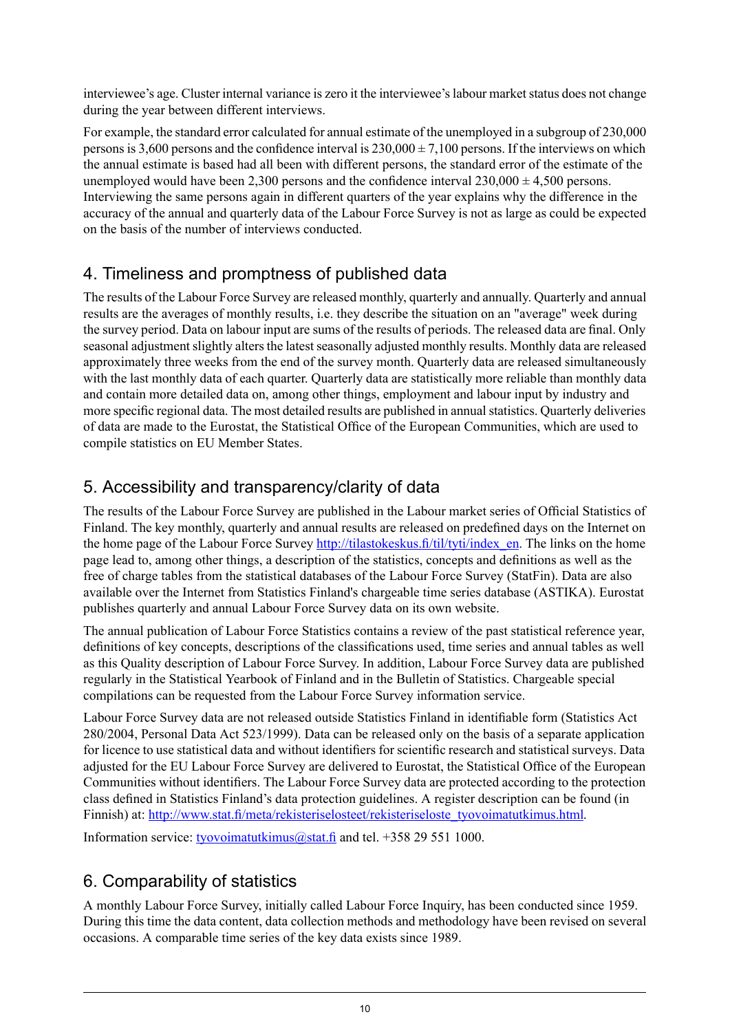interviewee's age. Cluster internal variance is zero it the interviewee's labour market status does not change during the year between different interviews.

For example, the standard error calculated for annual estimate of the unemployed in a subgroup of 230,000 persons is 3,600 persons and the confidence interval is 230,000 ± 7,100 persons. If the interviews on which the annual estimate is based had all been with different persons, the standard error of the estimate of the unemployed would have been 2,300 persons and the confidence interval 230,000 ± 4,500 persons. Interviewing the same persons again in different quarters of the year explains why the difference in the accuracy of the annual and quarterly data of the Labour Force Survey is not as large as could be expected on the basis of the number of interviews conducted.

## 4. Timeliness and promptness of published data

The results of the Labour Force Survey are released monthly, quarterly and annually. Quarterly and annual results are the averages of monthly results, i.e. they describe the situation on an "average" week during the survey period. Data on labour input are sums of the results of periods. The released data are final. Only seasonal adjustment slightly alters the latest seasonally adjusted monthly results. Monthly data are released approximately three weeks from the end of the survey month. Quarterly data are released simultaneously with the last monthly data of each quarter. Quarterly data are statistically more reliable than monthly data and contain more detailed data on, among other things, employment and labour input by industry and more specific regional data. The most detailed results are published in annual statistics. Quarterly deliveries of data are made to the Eurostat, the Statistical Office of the European Communities, which are used to compile statistics on EU Member States.

## 5. Accessibility and transparency/clarity of data

The results of the Labour Force Survey are published in the Labour market series of Official Statistics of Finland. The key monthly, quarterly and annual results are released on predefined days on the Internet on the home page of the Labour Force Survey http://tilastokeskus.fi/til/tyti/index_en. The links on the home page lead to, among other things, a description of the statistics, concepts and definitions as well as the free of charge tables from the statistical databases of the Labour Force Survey (StatFin). Data are also available over the Internet from Statistics Finland's chargeable time series database (ASTIKA). Eurostat publishes quarterly and annual Labour Force Survey data on its own website.

The annual publication of Labour Force Statistics contains a review of the past statistical reference year, definitions of key concepts, descriptions of the classifications used, time series and annual tables as well as this Quality description of Labour Force Survey. In addition, Labour Force Survey data are published regularly in the Statistical Yearbook of Finland and in the Bulletin of Statistics. Chargeable special compilations can be requested from the Labour Force Survey information service.

Labour Force Survey data are not released outside Statistics Finland in identifiable form (Statistics Act 280/2004, Personal Data Act 523/1999). Data can be released only on the basis of a separate application for licence to use statistical data and without identifiers for scientific research and statistical surveys. Data adjusted for the EU Labour Force Survey are delivered to Eurostat, the Statistical Office of the European Communities without identifiers. The Labour Force Survey data are protected according to the protection class defined in Statistics Finland's data protection guidelines. A register description can be found (in Finnish) at: http://www.stat.fi/meta/rekisteriselosteet/rekisteriseloste_tyovoimatutkimus.html.

Information service: tyovoimatutkimus@stat.fi and tel. +358 29 551 1000.

## 6. Comparability of statistics

A monthly Labour Force Survey, initially called Labour Force Inquiry, has been conducted since 1959. During this time the data content, data collection methods and methodology have been revised on several occasions. A comparable time series of the key data exists since 1989.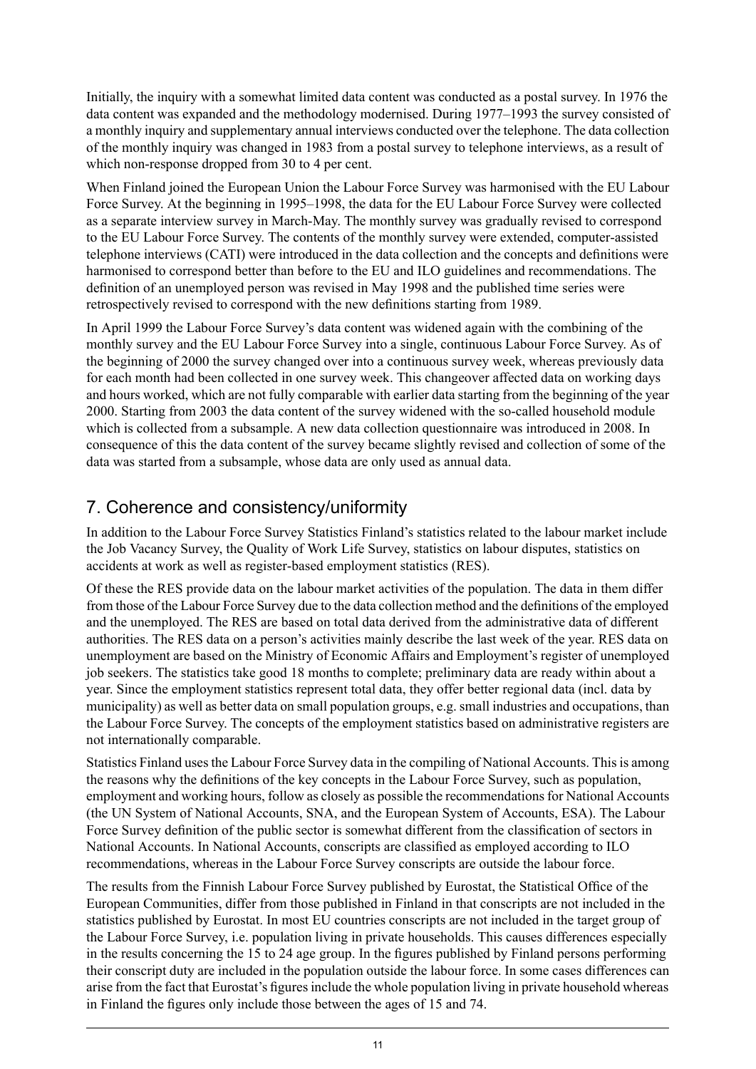Initially, the inquiry with a somewhat limited data content was conducted as a postal survey. In 1976 the data content was expanded and the methodology modernised. During 1977–1993 the survey consisted of a monthly inquiry and supplementary annual interviews conducted over the telephone. The data collection of the monthly inquiry was changed in 1983 from a postal survey to telephone interviews, as a result of which non-response dropped from 30 to 4 per cent.

When Finland joined the European Union the Labour Force Survey was harmonised with the EU Labour Force Survey. At the beginning in 1995–1998, the data for the EU Labour Force Survey were collected as a separate interview survey in March-May. The monthly survey was gradually revised to correspond to the EU Labour Force Survey. The contents of the monthly survey were extended, computer-assisted telephone interviews (CATI) were introduced in the data collection and the concepts and definitions were harmonised to correspond better than before to the EU and ILO guidelines and recommendations. The definition of an unemployed person was revised in May 1998 and the published time series were retrospectively revised to correspond with the new definitions starting from 1989.

In April 1999 the Labour Force Survey's data content was widened again with the combining of the monthly survey and the EU Labour Force Survey into a single, continuous Labour Force Survey. As of the beginning of 2000 the survey changed over into a continuous survey week, whereas previously data for each month had been collected in one survey week. This changeover affected data on working days and hours worked, which are not fully comparable with earlier data starting from the beginning of the year 2000. Starting from 2003 the data content of the survey widened with the so-called household module which is collected from a subsample. A new data collection questionnaire was introduced in 2008. In consequence of this the data content of the survey became slightly revised and collection of some of the data was started from a subsample, whose data are only used as annual data.

## 7. Coherence and consistency/uniformity

In addition to the Labour Force Survey Statistics Finland's statistics related to the labour market include the Job Vacancy Survey, the Quality of Work Life Survey, statistics on labour disputes, statistics on accidents at work as well as register-based employment statistics (RES).

Of these the RES provide data on the labour market activities of the population. The data in them differ from those of the Labour Force Survey due to the data collection method and the definitions of the employed and the unemployed. The RES are based on total data derived from the administrative data of different authorities. The RES data on a person's activities mainly describe the last week of the year. RES data on unemployment are based on the Ministry of Economic Affairs and Employment's register of unemployed job seekers. The statistics take good 18 months to complete; preliminary data are ready within about a year. Since the employment statistics represent total data, they offer better regional data (incl. data by municipality) as well as better data on small population groups, e.g. small industries and occupations, than the Labour Force Survey. The concepts of the employment statistics based on administrative registers are not internationally comparable.

Statistics Finland uses the Labour Force Survey data in the compiling of National Accounts. This is among the reasons why the definitions of the key concepts in the Labour Force Survey, such as population, employment and working hours, follow as closely as possible the recommendations for National Accounts (the UN System of National Accounts, SNA, and the European System of Accounts, ESA). The Labour Force Survey definition of the public sector is somewhat different from the classification of sectors in National Accounts. In National Accounts, conscripts are classified as employed according to ILO recommendations, whereas in the Labour Force Survey conscripts are outside the labour force.

The results from the Finnish Labour Force Survey published by Eurostat, the Statistical Office of the European Communities, differ from those published in Finland in that conscripts are not included in the statistics published by Eurostat. In most EU countries conscripts are not included in the target group of the Labour Force Survey, i.e. population living in private households. This causes differences especially in the results concerning the 15 to 24 age group. In the figures published by Finland persons performing their conscript duty are included in the population outside the labour force. In some cases differences can arise from the fact that Eurostat's figures include the whole population living in private household whereas in Finland the figures only include those between the ages of 15 and 74.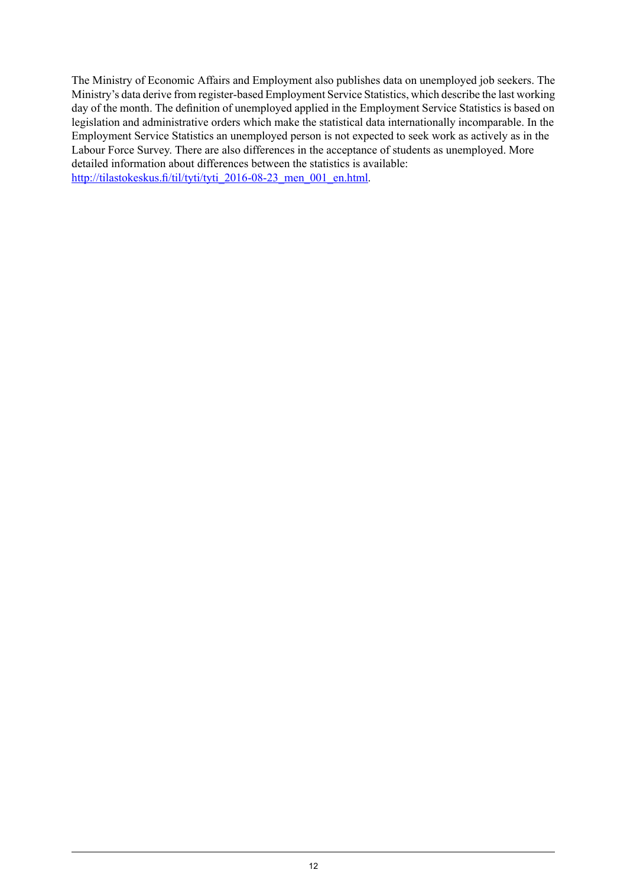The Ministry of Economic Affairs and Employment also publishes data on unemployed job seekers. The Ministry's data derive from register-based Employment Service Statistics, which describe the last working day of the month. The definition of unemployed applied in the Employment Service Statistics is based on legislation and administrative orders which make the statistical data internationally incomparable. In the Employment Service Statistics an unemployed person is not expected to seek work as actively as in the Labour Force Survey. There are also differences in the acceptance of students as unemployed. More detailed information about differences between the statistics is available: http://tilastokeskus.fi/til/tyti/tyti_2016-08-23_men_001_en.html.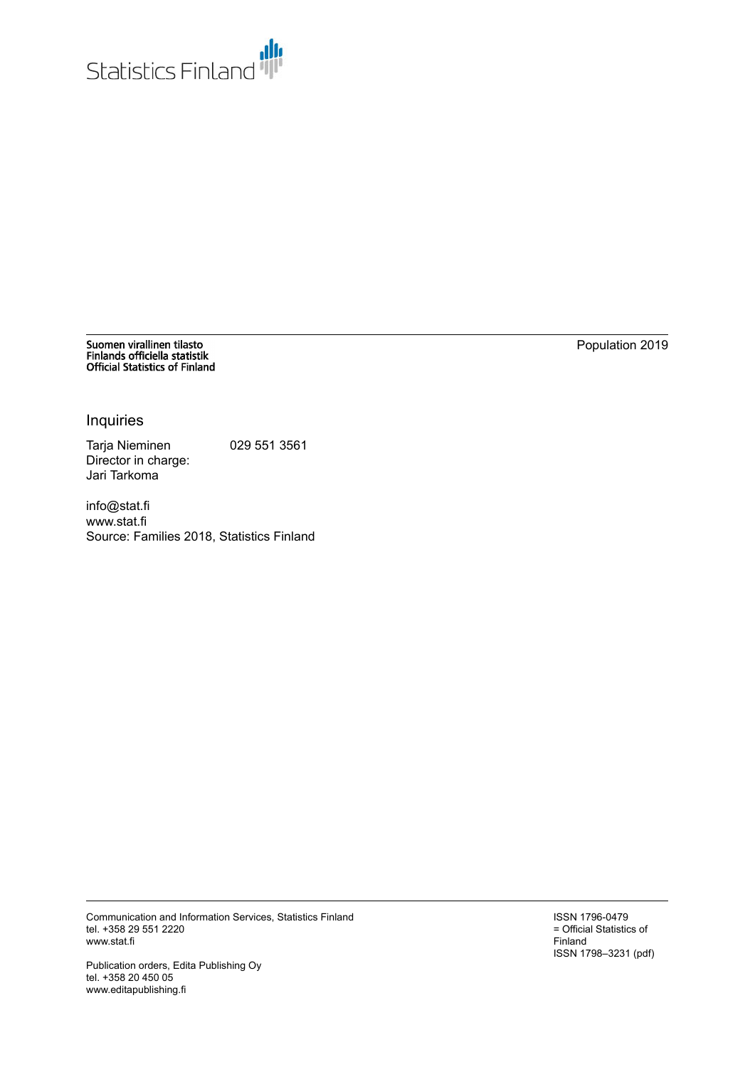Statistics Finland

Suomen virallinen tilasto
Finlands officiella statistik
Official Statistics of Finland

Population 2019

## Inquiries

Tarja Nieminen 029 551 3561
Director in charge:
Jari Tarkoma

info@stat.fi
www.stat.fi
Source: Families 2018, Statistics Finland

Communication and Information Services, Statistics Finland
tel. +358 29 551 2220
www.stat.fi

Publication orders, Edita Publishing Oy
tel. +358 20 450 05
www.editapublishing.fi

ISSN 1796-0479
= Official Statistics of Finland
ISSN 1798–3231 (pdf)